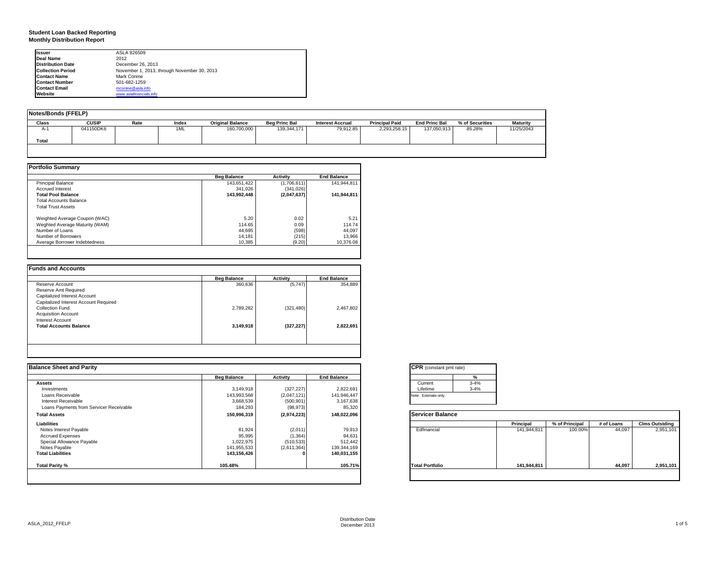**Student Loan Backed Reporting**
**Monthly Distribution Report**

| | |
|---|---|
| **Issuer** | ASLA 826509 |
| **Deal Name** | 2012 |
| **Distribution Date** | December 26, 2013 |
| **Collection Period** | November 1, 2013, through November 30, 2013 |
| **Contact Name** | Mark Conine |
| **Contact Number** | 501-682-1259 |
| **Contact Email** | mconine@asla.info |
| **Website** | www.aslafinancials.info |

**Notes/Bonds (FFELP)**

| Class | CUSIP | Rate | Index | Original Balance | Beg Princ Bal | Interest Accrual | Principal Paid | End Princ Bal | % of Securities | Maturity |
|---|---|---|---|---|---|---|---|---|---|---|
| A-1 | 041150DK6 | | 1ML | 160,700,000 | 139,344,171 | 79,912.85 | 2,293,258.15 | 137,050,913 | 85.28% | 11/25/2043 |
| **Total** | | | | | | | | | | |

**Portfolio Summary**

| | Beg Balance | Activity | End Balance |
|---|---|---|---|
| Principal Balance | 143,651,422 | (1,706,611) | 141,944,811 |
| Accrued Interest | 341,026 | (341,026) | |
| **Total Pool Balance** | **143,992,448** | **(2,047,637)** | **141,944,811** |
| Total Accounts Balance | | | |
| Total Trust Assets | | | |
| | | | |
| Weighted Average Coupon (WAC) | 5.20 | 0.02 | 5.21 |
| Weghted Average Maturity (WAM) | 114.65 | 0.09 | 114.74 |
| Number of Loans | 44,695 | (598) | 44,097 |
| Number of Borrowers | 14,181 | (215) | 13,966 |
| Average Borrower Indebtedness | 10,385 | (9.20) | 10,376.08 |

**Funds and Accounts**

| | Beg Balance | Activity | End Balance |
|---|---|---|---|
| Reserve Account | 360,636 | (5,747) | 354,889 |
| Reserve Amt Required | | | |
| Capitalized Interest Account | | | |
| Capitalized Interest Account Required | | | |
| Collection Fund | 2,789,282 | (321,480) | 2,467,802 |
| Acquisition Account | | | |
| Interest Account | | | |
| **Total Accounts Balance** | **3,149,918** | **(327,227)** | **2,822,691** |

**Balance Sheet and Parity**

| | Beg Balance | Activity | End Balance |
|---|---|---|---|
| **Assets** | | | |
| Investments | 3,149,918 | (327,227) | 2,822,691 |
| Loans Receivable | 143,993,568 | (2,047,121) | 141,946,447 |
| Interest Receivable | 3,668,539 | (500,901) | 3,167,638 |
| Loans Payments from Servicer Receivable | 184,293 | (98,973) | 85,320 |
| **Total Assets** | **150,996,319** | **(2,974,223)** | **148,022,096** |
| **Liabilities** | | | |
| Notes Interest Payable | 81,924 | (2,011) | 79,913 |
| Accrued Expenses | 95,995 | (1,364) | 94,631 |
| Special Allowance Payable | 1,022,975 | (510,533) | 512,442 |
| Notes Payable | 141,955,533 | (2,611,364) | 139,344,169 |
| **Total Liabilities** | **143,156,426** | **0** | **140,031,155** |
| | | | |
| **Total Parity %** | **105.48%** | | **105.71%** |

**CPR** (constant pmt rate)

| | % |
|---|---|
| Current | 3-4% |
| Lifetime | 3-4% |

Note: Estimate only.

**Servicer Balance**

| | Principal | % of Principal | # of Loans | Clms Outstding |
|---|---|---|---|---|
| Edfinancial | 141,944,811 | 100.00% | 44,097 | 2,951,101 |
| **Total Portfolio** | **141,944,811** | | **44,097** | **2,951,101** |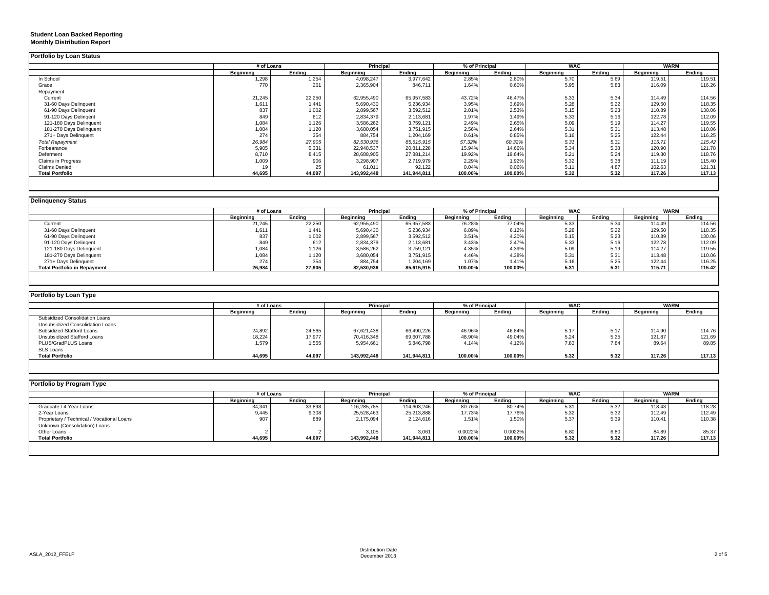**Student Loan Backed Reporting**
**Monthly Distribution Report**

## Portfolio by Loan Status

| | # of Loans | | Principal | | % of Principal | | WAC | | WARM | |
|---|---|---|---|---|---|---|---|---|---|---|
| | Beginning | Ending | Beginning | Ending | Beginning | Ending | Beginning | Ending | Beginning | Ending |
| In School | 1,298 | 1,254 | 4,098,247 | 3,977,642 | 2.85% | 2.80% | 5.70 | 5.69 | 119.51 | 119.51 |
| Grace | 770 | 261 | 2,365,904 | 846,711 | 1.64% | 0.60% | 5.95 | 5.83 | 116.09 | 116.26 |
| Repayment | | | | | | | | | | |
| Current | 21,245 | 22,250 | 62,955,490 | 65,957,583 | 43.72% | 46.47% | 5.33 | 5.34 | 114.49 | 114.56 |
| 31-60 Days Delinquent | 1,611 | 1,441 | 5,690,430 | 5,236,934 | 3.95% | 3.69% | 5.28 | 5.22 | 129.50 | 118.35 |
| 61-90 Days Delinquent | 837 | 1,002 | 2,899,567 | 3,592,512 | 2.01% | 2.53% | 5.15 | 5.23 | 110.89 | 130.06 |
| 91-120 Days Delingent | 849 | 612 | 2,834,379 | 2,113,681 | 1.97% | 1.49% | 5.33 | 5.16 | 122.78 | 112.09 |
| 121-180 Days Delinquent | 1,084 | 1,126 | 3,586,262 | 3,759,121 | 2.49% | 2.65% | 5.09 | 5.19 | 114.27 | 119.55 |
| 181-270 Days Delinquent | 1,084 | 1,120 | 3,680,054 | 3,751,915 | 2.56% | 2.64% | 5.31 | 5.31 | 113.48 | 110.06 |
| 271+ Days Delinquent | 274 | 354 | 884,754 | 1,204,169 | 0.61% | 0.85% | 5.16 | 5.25 | 122.44 | 116.25 |
| *Total Repayment* | *26,984* | *27,905* | *82,530,936* | *85,615,915* | *57.32%* | *60.32%* | *5.31* | *5.31* | *115.71* | *115.42* |
| Forbearance | 5,905 | 5,331 | 22,948,537 | 20,811,228 | 15.94% | 14.66% | 5.34 | 5.38 | 120.90 | 121.78 |
| Deferment | 8,710 | 8,415 | 28,688,905 | 27,881,214 | 19.92% | 19.64% | 5.21 | 5.24 | 119.30 | 118.76 |
| Claims in Progress | 1,009 | 906 | 3,298,907 | 2,719,979 | 2.29% | 1.92% | 5.32 | 5.38 | 111.19 | 115.40 |
| Claims Denied | 19 | 25 | 61,011 | 92,122 | 0.04% | 0.06% | 5.11 | 4.87 | 102.63 | 121.31 |
| **Total Portfolio** | **44,695** | **44,097** | **143,992,448** | **141,944,811** | **100.00%** | **100.00%** | **5.32** | **5.32** | **117.26** | **117.13** |

## Delinquency Status

| | # of Loans | | Principal | | % of Principal | | WAC | | WARM | |
|---|---|---|---|---|---|---|---|---|---|---|
| | Beginning | Ending | Beginning | Ending | Beginning | Ending | Beginning | Ending | Beginning | Ending |
| Current | 21,245 | 22,250 | 62,955,490 | 65,957,583 | 76.28% | 77.04% | 5.33 | 5.34 | 114.49 | 114.56 |
| 31-60 Days Delinquent | 1,611 | 1,441 | 5,690,430 | 5,236,934 | 6.89% | 6.12% | 5.28 | 5.22 | 129.50 | 118.35 |
| 61-90 Days Delinquent | 837 | 1,002 | 2,899,567 | 3,592,512 | 3.51% | 4.20% | 5.15 | 5.23 | 110.89 | 130.06 |
| 91-120 Days Delingent | 849 | 612 | 2,834,379 | 2,113,681 | 3.43% | 2.47% | 5.33 | 5.16 | 122.78 | 112.09 |
| 121-180 Days Delinquent | 1,084 | 1,126 | 3,586,262 | 3,759,121 | 4.35% | 4.39% | 5.09 | 5.19 | 114.27 | 119.55 |
| 181-270 Days Delinquent | 1,084 | 1,120 | 3,680,054 | 3,751,915 | 4.46% | 4.38% | 5.31 | 5.31 | 113.48 | 110.06 |
| 271+ Days Delinquent | 274 | 354 | 884,754 | 1,204,169 | 1.07% | 1.41% | 5.16 | 5.25 | 122.44 | 116.25 |
| **Total Portfolio in Repayment** | **26,984** | **27,905** | **82,530,936** | **85,615,915** | **100.00%** | **100.00%** | **5.31** | **5.31** | **115.71** | **115.42** |

## Portfolio by Loan Type

| | # of Loans | | Principal | | % of Principal | | WAC | | WARM | |
|---|---|---|---|---|---|---|---|---|---|---|
| | Beginning | Ending | Beginning | Ending | Beginning | Ending | Beginning | Ending | Beginning | Ending |
| Subsidized Consolidation Loans | | | | | | | | | | |
| Unsubsidized Consolidation Loans | | | | | | | | | | |
| Subsidized Stafford Loans | 24,892 | 24,565 | 67,621,438 | 66,490,226 | 46.96% | 46.84% | 5.17 | 5.17 | 114.90 | 114.76 |
| Unsubsidized Stafford Loans | 18,224 | 17,977 | 70,416,348 | 69,607,788 | 48.90% | 49.04% | 5.24 | 5.25 | 121.87 | 121.69 |
| PLUS/GradPLUS Loans | 1,579 | 1,555 | 5,954,661 | 5,846,798 | 4.14% | 4.12% | 7.83 | 7.84 | 89.64 | 89.85 |
| SLS Loans | | | | | | | | | | |
| **Total Portfolio** | **44,695** | **44,097** | **143,992,448** | **141,944,811** | **100.00%** | **100.00%** | **5.32** | **5.32** | **117.26** | **117.13** |

## Portfolio by Program Type

| | # of Loans | | Principal | | % of Principal | | WAC | | WARM | |
|---|---|---|---|---|---|---|---|---|---|---|
| | Beginning | Ending | Beginning | Ending | Beginning | Ending | Beginning | Ending | Beginning | Ending |
| Graduate / 4-Year Loans | 34,341 | 33,898 | 116,285,785 | 114,603,246 | 80.76% | 80.74% | 5.31 | 5.32 | 118.43 | 118.28 |
| 2-Year Loans | 9,445 | 9,308 | 25,528,463 | 25,213,888 | 17.73% | 17.76% | 5.32 | 5.32 | 112.49 | 112.49 |
| Proprietary / Technical / Vocational Loans | 907 | 889 | 2,175,094 | 2,124,616 | 1.51% | 1.50% | 5.37 | 5.39 | 110.41 | 110.38 |
| Unknown (Consolidation) Loans | | | | | | | | | | |
| Other Loans | 2 | 2 | 3,105 | 3,061 | 0.0022% | 0.0022% | 6.80 | 6.80 | 84.89 | 85.37 |
| **Total Portfolio** | **44,695** | **44,097** | **143,992,448** | **141,944,811** | **100.00%** | **100.00%** | **5.32** | **5.32** | **117.26** | **117.13** |

ASLA_2012_FFELP

Distribution Date
December 2013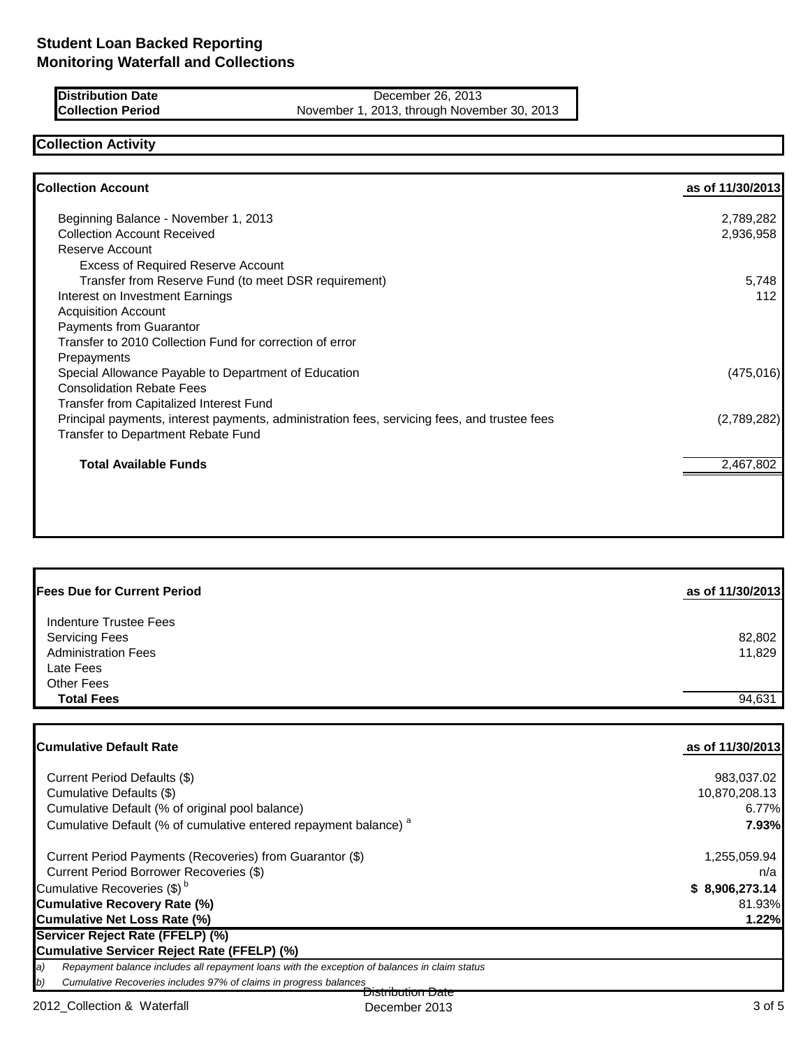## Student Loan Backed Reporting
## Monitoring Waterfall and Collections

| | |
|---|---|
| **Distribution Date** | December 26, 2013 |
| **Collection Period** | November 1, 2013, through November 30, 2013 |

### Collection Activity

| **Collection Account** | **as of 11/30/2013** |
|---|---|
| Beginning Balance - November 1, 2013 | 2,789,282 |
| Collection Account Received | 2,936,958 |
| Reserve Account | |
| Excess of Required Reserve Account | |
| Transfer from Reserve Fund (to meet DSR requirement) | 5,748 |
| Interest on Investment Earnings | 112 |
| Acquisition Account | |
| Payments from Guarantor | |
| Transfer to 2010 Collection Fund for correction of error | |
| Prepayments | |
| Special Allowance Payable to Department of Education | (475,016) |
| Consolidation Rebate Fees | |
| Transfer from Capitalized Interest Fund | |
| Principal payments, interest payments, administration fees, servicing fees, and trustee fees | (2,789,282) |
| Transfer to Department Rebate Fund | |
| **Total Available Funds** | 2,467,802 |

| **Fees Due for Current Period** | **as of 11/30/2013** |
|---|---|
| Indenture Trustee Fees | |
| Servicing Fees | 82,802 |
| Administration Fees | 11,829 |
| Late Fees | |
| Other Fees | |
| **Total Fees** | 94,631 |

| **Cumulative Default Rate** | **as of 11/30/2013** |
|---|---|
| Current Period Defaults ($) | 983,037.02 |
| Cumulative Defaults ($) | 10,870,208.13 |
| Cumulative Default (% of original pool balance) | 6.77% |
| Cumulative Default (% of cumulative entered repayment balance) [a] | **7.93%** |
| Current Period Payments (Recoveries) from Guarantor ($) | 1,255,059.94 |
| Current Period Borrower Recoveries ($) | n/a |
| Cumulative Recoveries ($) [b] | **$ 8,906,273.14** |
| **Cumulative Recovery Rate (%)** | 81.93% |
| **Cumulative Net Loss Rate (%)** | **1.22%** |
| **Servicer Reject Rate (FFELP) (%)** | |
| **Cumulative Servicer Reject Rate (FFELP) (%)** | |

*a) Repayment balance includes all repayment loans with the exception of balances in claim status*

*b) Cumulative Recoveries includes 97% of claims in progress balances*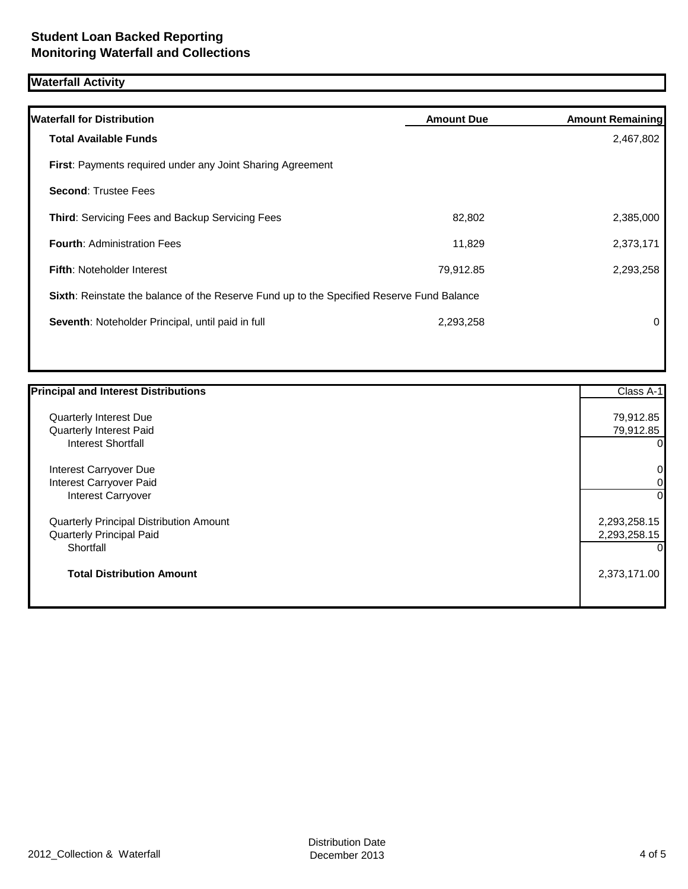# Student Loan Backed Reporting
# Monitoring Waterfall and Collections

## Waterfall Activity

| Waterfall for Distribution | Amount Due | Amount Remaining |
|---|---|---|
| **Total Available Funds** | | 2,467,802 |
| **First**: Payments required under any Joint Sharing Agreement | | |
| **Second**: Trustee Fees | | |
| **Third**: Servicing Fees and Backup Servicing Fees | 82,802 | 2,385,000 |
| **Fourth**: Administration Fees | 11,829 | 2,373,171 |
| **Fifth**: Noteholder Interest | 79,912.85 | 2,293,258 |
| **Sixth**: Reinstate the balance of the Reserve Fund up to the Specified Reserve Fund Balance | | |
| **Seventh**: Noteholder Principal, until paid in full | 2,293,258 | 0 |

| Principal and Interest Distributions | Class A-1 |
|---|---|
| Quarterly Interest Due | 79,912.85 |
| Quarterly Interest Paid | 79,912.85 |
| Interest Shortfall | 0 |
| Interest Carryover Due | 0 |
| Interest Carryover Paid | 0 |
| Interest Carryover | 0 |
| Quarterly Principal Distribution Amount | 2,293,258.15 |
| Quarterly Principal Paid | 2,293,258.15 |
| Shortfall | 0 |
| **Total Distribution Amount** | 2,373,171.00 |

Distribution Date
December 2013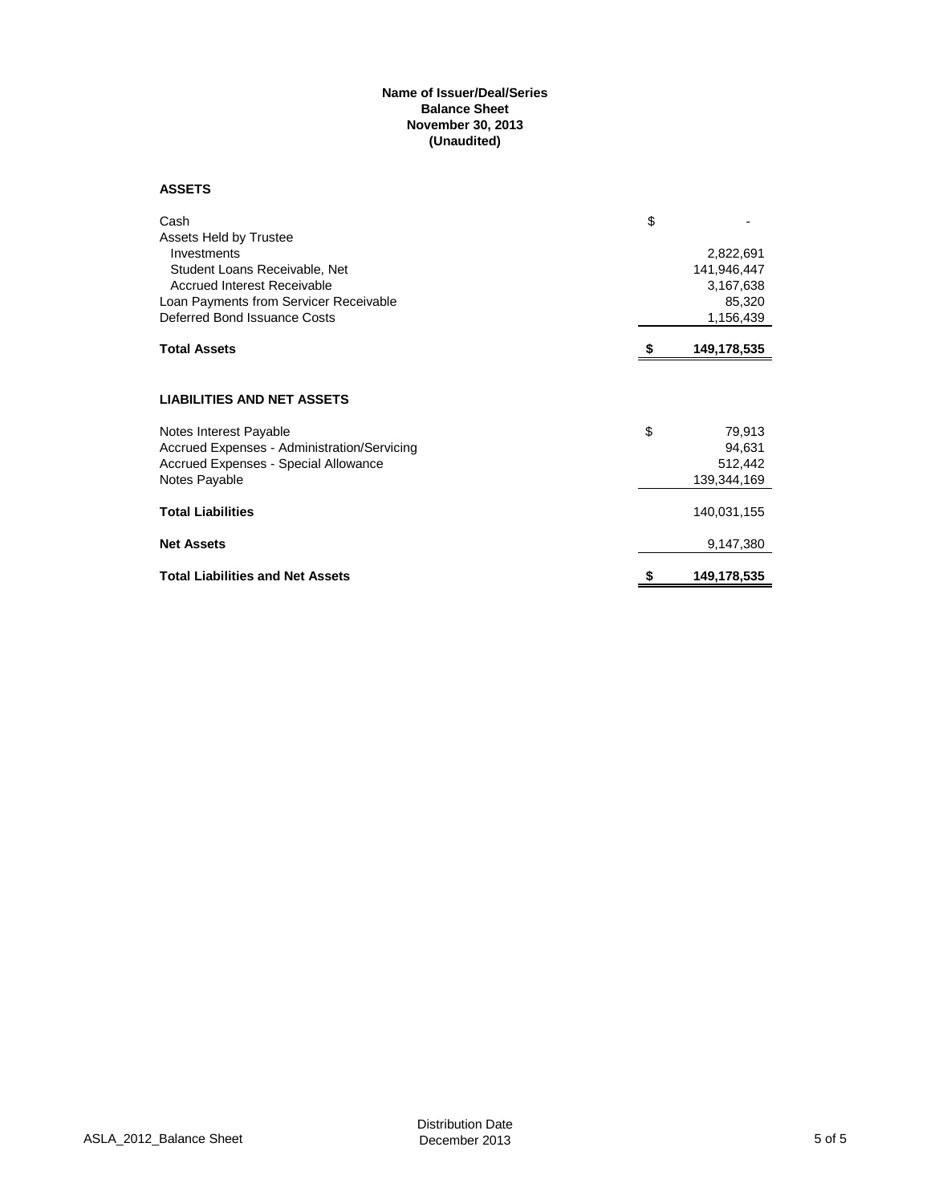**Name of Issuer/Deal/Series**
**Balance Sheet**
**November 30, 2013**
**(Unaudited)**

**ASSETS**

| | | |
|---|---|---|
| Cash | $ | - |
| Assets Held by Trustee | | |
| Investments | | 2,822,691 |
| Student Loans Receivable, Net | | 141,946,447 |
| Accrued Interest Receivable | | 3,167,638 |
| Loan Payments from Servicer Receivable | | 85,320 |
| Deferred Bond Issuance Costs | | 1,156,439 |
| **Total Assets** | **$** | **149,178,535** |

**LIABILITIES AND NET ASSETS**

| | | |
|---|---|---|
| Notes Interest Payable | $ | 79,913 |
| Accrued Expenses - Administration/Servicing | | 94,631 |
| Accrued Expenses - Special Allowance | | 512,442 |
| Notes Payable | | 139,344,169 |
| **Total Liabilities** | | 140,031,155 |
| **Net Assets** | | 9,147,380 |
| **Total Liabilities and Net Assets** | **$** | **149,178,535** |

ASLA_2012_Balance Sheet

Distribution Date
December 2013